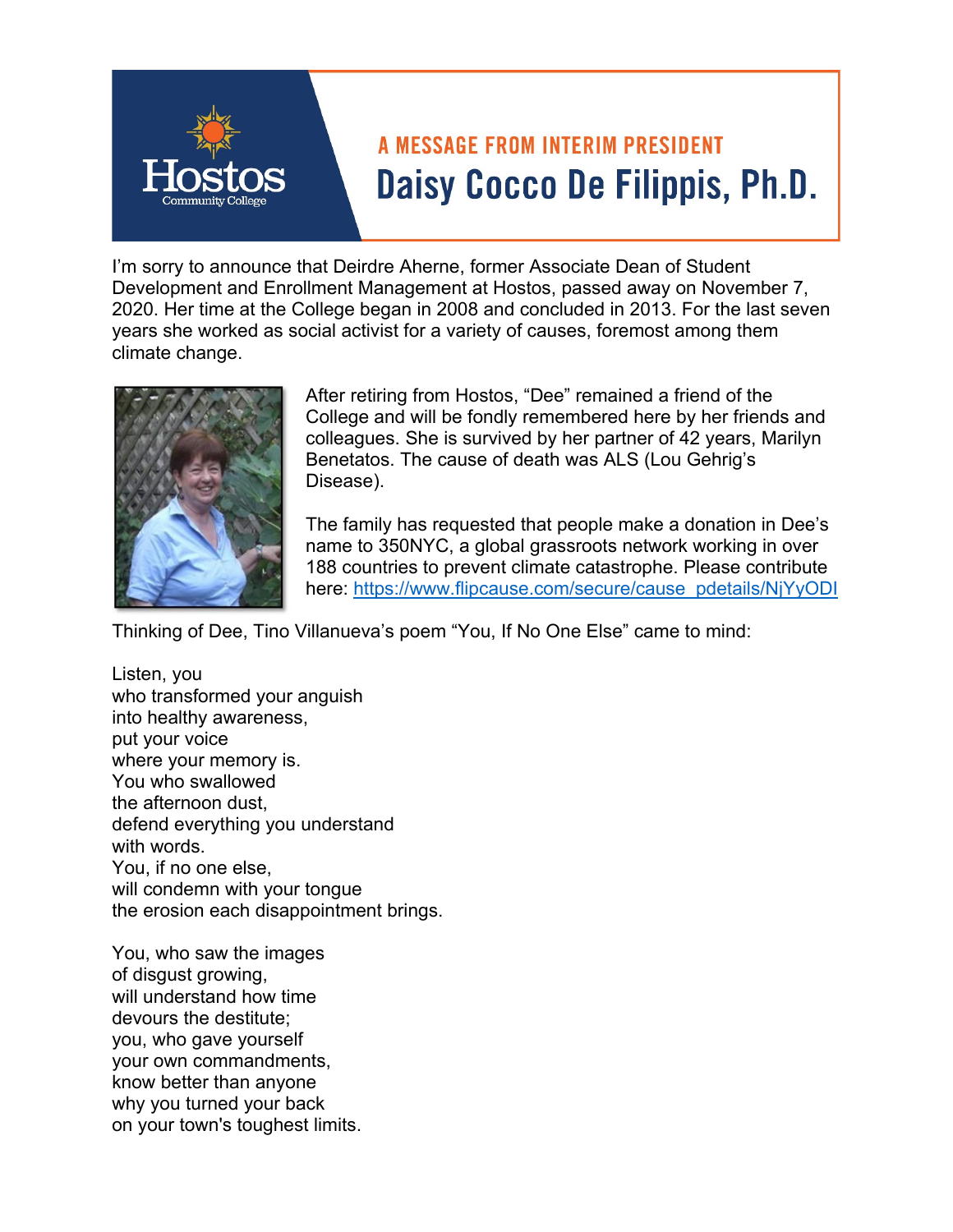Hostos Community College

## A MESSAGE FROM INTERIM PRESIDENT

# Daisy Cocco De Filippis, Ph.D.

I'm sorry to announce that Deirdre Aherne, former Associate Dean of Student Development and Enrollment Management at Hostos, passed away on November 7, 2020. Her time at the College began in 2008 and concluded in 2013. For the last seven years she worked as social activist for a variety of causes, foremost among them climate change.

After retiring from Hostos, "Dee" remained a friend of the College and will be fondly remembered here by her friends and colleagues. She is survived by her partner of 42 years, Marilyn Benetatos. The cause of death was ALS (Lou Gehrig's Disease).

The family has requested that people make a donation in Dee's name to 350NYC, a global grassroots network working in over 188 countries to prevent climate catastrophe. Please contribute here: [https://www.flipcause.com/secure/cause_pdetails/NjYyODI](https://www.flipcause.com/secure/cause_pdetails/NjYyODI)

Thinking of Dee, Tino Villanueva's poem "You, If No One Else" came to mind:

Listen, you  
who transformed your anguish  
into healthy awareness,  
put your voice  
where your memory is.  
You who swallowed  
the afternoon dust,  
defend everything you understand  
with words.  
You, if no one else,  
will condemn with your tongue  
the erosion each disappointment brings.

You, who saw the images  
of disgust growing,  
will understand how time  
devours the destitute;  
you, who gave yourself  
your own commandments,  
know better than anyone  
why you turned your back  
on your town's toughest limits.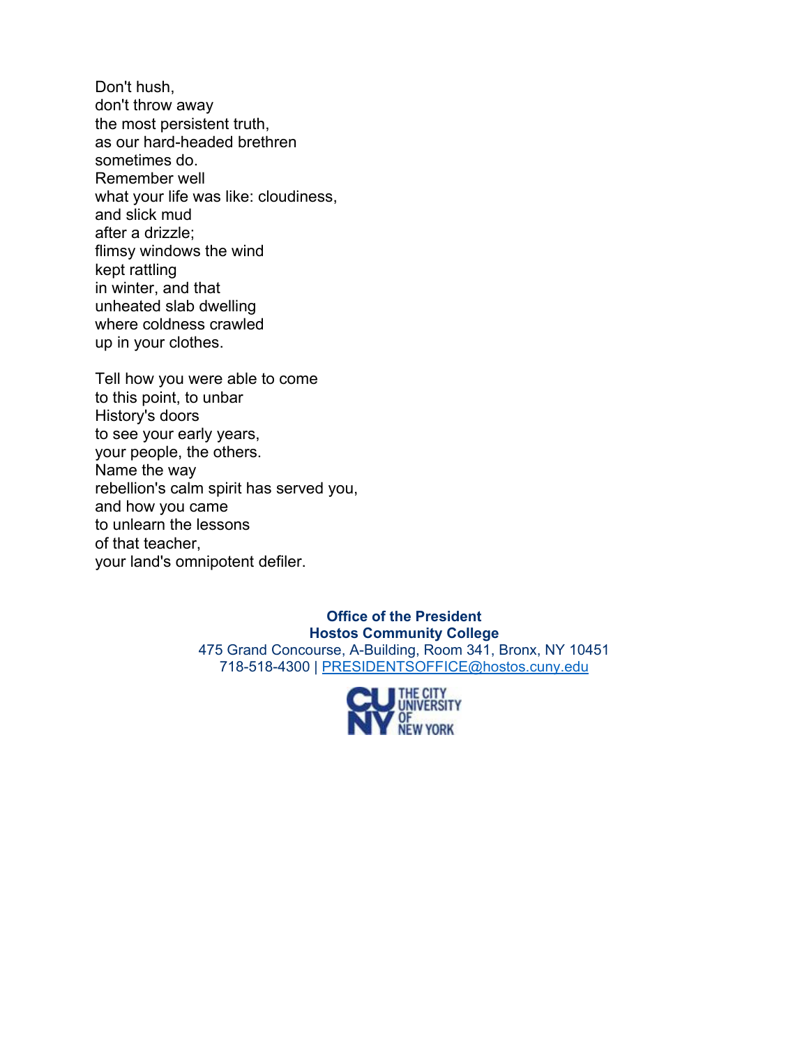Don't hush,  
don't throw away  
the most persistent truth,  
as our hard-headed brethren  
sometimes do.  
Remember well  
what your life was like: cloudiness,  
and slick mud  
after a drizzle;  
flimsy windows the wind  
kept rattling  
in winter, and that  
unheated slab dwelling  
where coldness crawled  
up in your clothes.

Tell how you were able to come  
to this point, to unbar  
History's doors  
to see your early years,  
your people, the others.  
Name the way  
rebellion's calm spirit has served you,  
and how you came  
to unlearn the lessons  
of that teacher,  
your land's omnipotent defiler.

**Office of the President**  
**Hostos Community College**  
475 Grand Concourse, A-Building, Room 341, Bronx, NY 10451  
718-518-4300 | PRESIDENTSOFFICE@hostos.cuny.edu

CUNY THE CITY UNIVERSITY OF NEW YORK